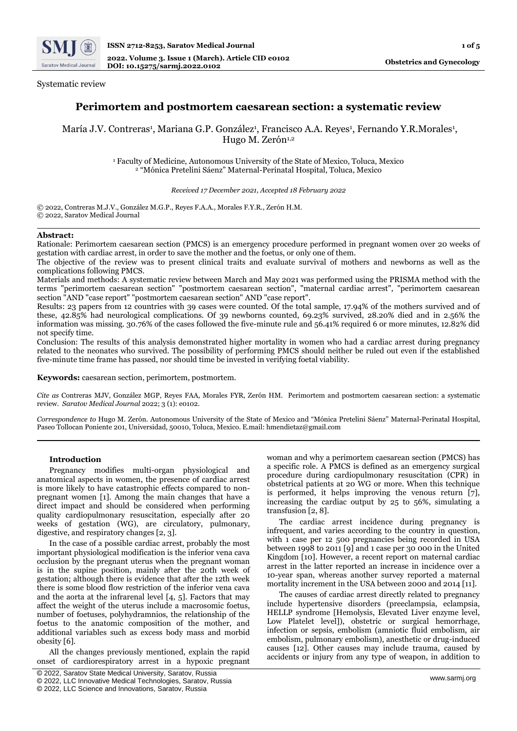Systematic review

# Perimortem and postmortem caesarean section: a systematic review

María J.V. Contreras[1], Mariana G.P. González[1], Francisco A.A. Reyes[1], Fernando Y.R.Morales[1], Hugo M. Zerón[1,2]

[1] Faculty of Medicine, Autonomous University of the State of Mexico, Toluca, Mexico
[2] "Mónica Pretelini Sáenz" Maternal-Perinatal Hospital, Toluca, Mexico

*Received 17 December 2021, Accepted 18 February 2022*

© 2022, Contreras M.J.V., González M.G.P., Reyes F.A.A., Morales F.Y.R., Zerón H.M.
© 2022, Saratov Medical Journal

**Abstract:**
Rationale: Perimortem caesarean section (PMCS) is an emergency procedure performed in pregnant women over 20 weeks of gestation with cardiac arrest, in order to save the mother and the foetus, or only one of them.
The objective of the review was to present clinical traits and evaluate survival of mothers and newborns as well as the complications following PMCS.
Materials and methods: A systematic review between March and May 2021 was performed using the PRISMA method with the terms "perimortem caesarean section" "postmortem caesarean section", "maternal cardiac arrest", "perimortem caesarean section "AND "case report" "postmortem caesarean section" AND "case report".
Results: 23 papers from 12 countries with 39 cases were counted. Of the total sample, 17.94% of the mothers survived and of these, 42.85% had neurological complications. Of 39 newborns counted, 69.23% survived, 28.20% died and in 2.56% the information was missing. 30.76% of the cases followed the five-minute rule and 56.41% required 6 or more minutes, 12.82% did not specify time.
Conclusion: The results of this analysis demonstrated higher mortality in women who had a cardiac arrest during pregnancy related to the neonates who survived. The possibility of performing PMCS should neither be ruled out even if the established five-minute time frame has passed, nor should time be invested in verifying foetal viability.

**Keywords:** caesarean section, perimortem, postmortem.

*Cite as* Contreras MJV, González MGP, Reyes FAA, Morales FYR, Zerón HM. Perimortem and postmortem caesarean section: a systematic review. *Saratov Medical Journal* 2022; 3 (1): e0102.

*Correspondence to* Hugo M. Zerón. Autonomous University of the State of Mexico and "Mónica Pretelini Sáenz" Maternal-Perinatal Hospital, Paseo Tollocan Poniente 201, Universidad, 50010, Toluca, Mexico. E.mail: hmendietaz@gmail.com

## Introduction

Pregnancy modifies multi-organ physiological and anatomical aspects in women, the presence of cardiac arrest is more likely to have catastrophic effects compared to non-pregnant women [1]. Among the main changes that have a direct impact and should be considered when performing quality cardiopulmonary resuscitation, especially after 20 weeks of gestation (WG), are circulatory, pulmonary, digestive, and respiratory changes [2, 3].

In the case of a possible cardiac arrest, probably the most important physiological modification is the inferior vena cava occlusion by the pregnant uterus when the pregnant woman is in the supine position, mainly after the 20th week of gestation; although there is evidence that after the 12th week there is some blood flow restriction of the inferior vena cava and the aorta at the infrarenal level [4, 5]. Factors that may affect the weight of the uterus include a macrosomic foetus, number of foetuses, polyhydramnios, the relationship of the foetus to the anatomic composition of the mother, and additional variables such as excess body mass and morbid obesity [6].

All the changes previously mentioned, explain the rapid onset of cardiorespiratory arrest in a hypoxic pregnant woman and why a perimortem caesarean section (PMCS) has a specific role. A PMCS is defined as an emergency surgical procedure during cardiopulmonary resuscitation (CPR) in obstetrical patients at 20 WG or more. When this technique is performed, it helps improving the venous return [7], increasing the cardiac output by 25 to 56%, simulating a transfusion [2, 8].

The cardiac arrest incidence during pregnancy is infrequent, and varies according to the country in question, with 1 case per 12 500 pregnancies being recorded in USA between 1998 to 2011 [9] and 1 case per 30 000 in the United Kingdom [10]. However, a recent report on maternal cardiac arrest in the latter reported an increase in incidence over a 10-year span, whereas another survey reported a maternal mortality increment in the USA between 2000 and 2014 [11].

The causes of cardiac arrest directly related to pregnancy include hypertensive disorders (preeclampsia, eclampsia, HELLP syndrome [Hemolysis, Elevated Liver enzyme level, Low Platelet level]), obstetric or surgical hemorrhage, infection or sepsis, embolism (amniotic fluid embolism, air embolism, pulmonary embolism), anesthetic or drug-induced causes [12]. Other causes may include trauma, caused by accidents or injury from any type of weapon, in addition to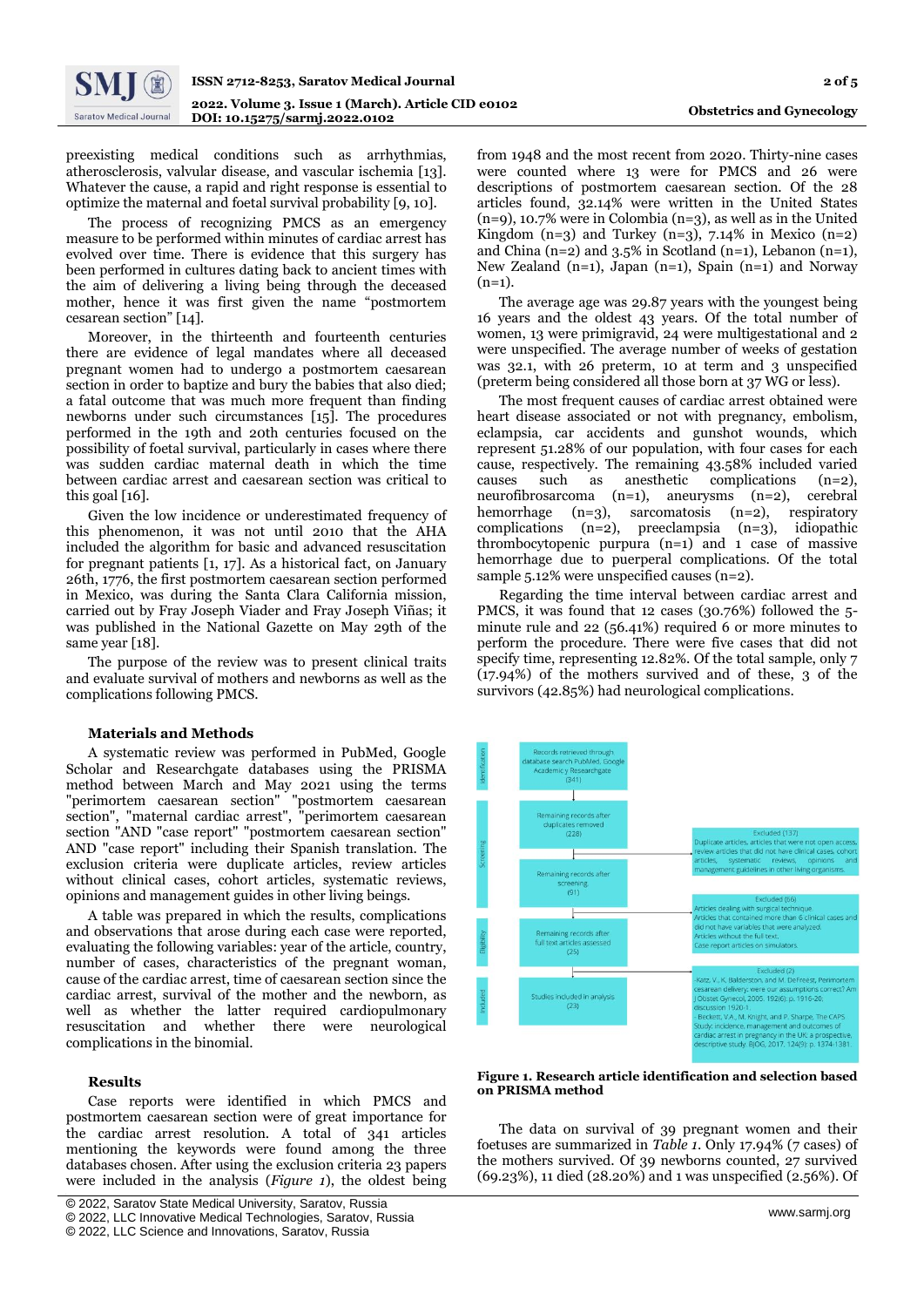preexisting medical conditions such as arrhythmias, atherosclerosis, valvular disease, and vascular ischemia [13]. Whatever the cause, a rapid and right response is essential to optimize the maternal and foetal survival probability [9, 10].

The process of recognizing PMCS as an emergency measure to be performed within minutes of cardiac arrest has evolved over time. There is evidence that this surgery has been performed in cultures dating back to ancient times with the aim of delivering a living being through the deceased mother, hence it was first given the name "postmortem cesarean section" [14].

Moreover, in the thirteenth and fourteenth centuries there are evidence of legal mandates where all deceased pregnant women had to undergo a postmortem caesarean section in order to baptize and bury the babies that also died; a fatal outcome that was much more frequent than finding newborns under such circumstances [15]. The procedures performed in the 19th and 20th centuries focused on the possibility of foetal survival, particularly in cases where there was sudden cardiac maternal death in which the time between cardiac arrest and caesarean section was critical to this goal [16].

Given the low incidence or underestimated frequency of this phenomenon, it was not until 2010 that the AHA included the algorithm for basic and advanced resuscitation for pregnant patients [1, 17]. As a historical fact, on January 26th, 1776, the first postmortem caesarean section performed in Mexico, was during the Santa Clara California mission, carried out by Fray Joseph Viader and Fray Joseph Viñas; it was published in the National Gazette on May 29th of the same year [18].

The purpose of the review was to present clinical traits and evaluate survival of mothers and newborns as well as the complications following PMCS.

## Materials and Methods

A systematic review was performed in PubMed, Google Scholar and Researchgate databases using the PRISMA method between March and May 2021 using the terms "perimortem caesarean section" "postmortem caesarean section", "maternal cardiac arrest", "perimortem caesarean section "case report" "postmortem caesarean section" AND "case report" including their Spanish translation. The exclusion criteria were duplicate articles, review articles without clinical cases, cohort articles, systematic reviews, opinions and management guides in other living beings.

A table was prepared in which the results, complications and observations that arose during each case were reported, evaluating the following variables: year of the article, country, number of cases, characteristics of the pregnant woman, cause of the cardiac arrest, time of caesarean section since the cardiac arrest, survival of the mother and the newborn, as well as whether the latter required cardiopulmonary resuscitation and whether there were neurological complications in the binomial.

## Results

Case reports were identified in which PMCS and postmortem caesarean section were of great importance for the cardiac arrest resolution. A total of 341 articles mentioning the keywords were found among the three databases chosen. After using the exclusion criteria 23 papers were included in the analysis (*Figure 1*), the oldest being from 1948 and the most recent from 2020. Thirty-nine cases were counted where 13 were for PMCS and 26 were descriptions of postmortem caesarean section. Of the 28 articles found, 32.14% were written in the United States (n=9), 10.7% were in Colombia (n=3), as well as in the United Kingdom (n=3) and Turkey (n=3), 7.14% in Mexico (n=2) and China (n=2) and 3.5% in Scotland (n=1), Lebanon (n=1), New Zealand (n=1), Japan (n=1), Spain (n=1) and Norway (n=1).

The average age was 29.87 years with the youngest being 16 years and the oldest 43 years. Of the total number of women, 13 were primigravid, 24 were multigestational and 2 were unspecified. The average number of weeks of gestation was 32.1, with 26 preterm, 10 at term and 3 unspecified (preterm being considered all those born at 37 WG or less).

The most frequent causes of cardiac arrest obtained were heart disease associated or not with pregnancy, embolism, eclampsia, car accidents and gunshot wounds, which represent 51.28% of our population, with four cases for each cause, respectively. The remaining 43.58% included varied causes such as anesthetic complications (n=2), neurofibrosarcoma (n=1), aneurysms (n=2), cerebral hemorrhage (n=3), sarcomatosis (n=2), respiratory complications (n=2), preeclampsia (n=3), idiopathic thrombocytopenic purpura (n=1) and 1 case of massive hemorrhage due to puerperal complications. Of the total sample 5.12% were unspecified causes (n=2).

Regarding the time interval between cardiac arrest and PMCS, it was found that 12 cases (30.76%) followed the 5-minute rule and 22 (56.41%) required 6 or more minutes to perform the procedure. There were five cases that did not specify time, representing 12.82%. Of the total sample, only 7 (17.94%) of the mothers survived and of these, 3 of the survivors (42.85%) had neurological complications.

Identification: Records retrieved through database search PubMed, Google Academicy Researchgate (341)

Screening: Remaining records after duplicates removed (228) → Excluded (137): Duplicate articles, articles that were not open access, review articles that did not have clinical cases, cohort articles, systematic reviews, opinions and management guidelines in other living organisms.

Remaining records after screening (91) → Excluded (66): Articles dealing with surgical technique. Articles that contained more than 6 clinical cases and did not have variables that were analyzed. Articles without the full text. Case report articles on simulators.

Eligibility: Remaining records after full text articles assessed (25) → Excluded (2): - Katz, V., K. Balderston, and M. DeFreest, Perimortem cesarean delivery: were our assumptions correct? Am J Obstet Gynecol, 2005. 192(6): p. 1916-20; discussion 1920-1. - Beckett, V.A., M. Knight, and P. Sharpe, The CAPS Study: incidence, management and outcomes of cardiac arrest in pregnancy in the UK: a prospective, descriptive study. BJOG, 2017. 124(9): p. 1374-1381.

Included: Studies included in analysis (23)

**Figure 1. Research article identification and selection based on PRISMA method**

The data on survival of 39 pregnant women and their foetuses are summarized in *Table 1*. Only 17.94% (7 cases) of the mothers survived. Of 39 newborns counted, 27 survived (69.23%), 11 died (28.20%) and 1 was unspecified (2.56%). Of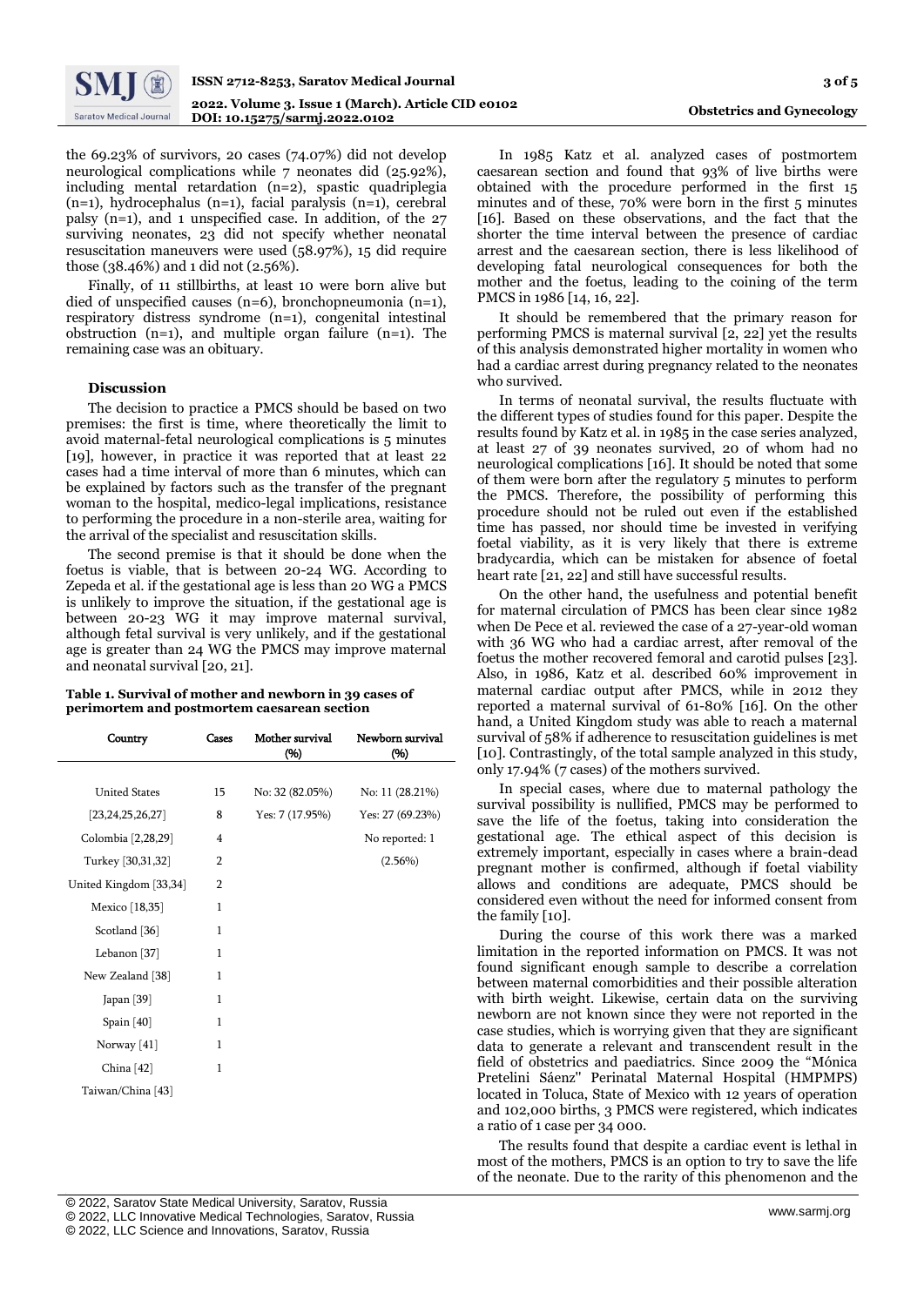the 69.23% of survivors, 20 cases (74.07%) did not develop neurological complications while 7 neonates did (25.92%), including mental retardation (n=2), spastic quadriplegia (n=1), hydrocephalus (n=1), facial paralysis (n=1), cerebral palsy (n=1), and 1 unspecified case. In addition, of the 27 surviving neonates, 23 did not specify whether neonatal resuscitation maneuvers were used (58.97%), 15 did require those (38.46%) and 1 did not (2.56%).

Finally, of 11 stillbirths, at least 10 were born alive but died of unspecified causes (n=6), bronchopneumonia (n=1), respiratory distress syndrome (n=1), congenital intestinal obstruction (n=1), and multiple organ failure (n=1). The remaining case was an obituary.

## Discussion

The decision to practice a PMCS should be based on two premises: the first is time, where theoretically the limit to avoid maternal-fetal neurological complications is 5 minutes [19], however, in practice it was reported that at least 22 cases had a time interval of more than 6 minutes, which can be explained by factors such as the transfer of the pregnant woman to the hospital, medico-legal implications, resistance to performing the procedure in a non-sterile area, waiting for the arrival of the specialist and resuscitation skills.

The second premise is that it should be done when the foetus is viable, that is between 20-24 WG. According to Zepeda et al. if the gestational age is less than 20 WG a PMCS is unlikely to improve the situation, if the gestational age is between 20-23 WG it may improve maternal survival, although fetal survival is very unlikely, and if the gestational age is greater than 24 WG the PMCS may improve maternal and neonatal survival [20, 21].

**Table 1. Survival of mother and newborn in 39 cases of perimortem and postmortem caesarean section**

| Country | Cases | Mother survival (%) | Newborn survival (%) |
|---|---|---|---|
| United States | 15 | No: 32 (82.05%) | No: 11 (28.21%) |
| [23,24,25,26,27] | 8 | Yes: 7 (17.95%) | Yes: 27 (69.23%) |
| Colombia [2,28,29] | 4 | | No reported: 1 |
| Turkey [30,31,32] | 2 | | (2.56%) |
| United Kingdom [33,34] | 2 | | |
| Mexico [18,35] | 1 | | |
| Scotland [36] | 1 | | |
| Lebanon [37] | 1 | | |
| New Zealand [38] | 1 | | |
| Japan [39] | 1 | | |
| Spain [40] | 1 | | |
| Norway [41] | 1 | | |
| China [42] | 1 | | |
| Taiwan/China [43] | | | |

In 1985 Katz et al. analyzed cases of postmortem caesarean section and found that 93% of live births were obtained with the procedure performed in the first 15 minutes and of these, 70% were born in the first 5 minutes [16]. Based on these observations, and the fact that the shorter the time interval between the presence of cardiac arrest and the caesarean section, there is less likelihood of developing fatal neurological consequences for both the mother and the foetus, leading to the coining of the term PMCS in 1986 [14, 16, 22].

It should be remembered that the primary reason for performing PMCS is maternal survival [2, 22] yet the results of this analysis demonstrated higher mortality in women who had a cardiac arrest during pregnancy related to the neonates who survived.

In terms of neonatal survival, the results fluctuate with the different types of studies found for this paper. Despite the results found by Katz et al. in 1985 in the case series analyzed, at least 27 of 39 neonates survived, 20 of whom had no neurological complications [16]. It should be noted that some of them were born after the regulatory 5 minutes to perform the PMCS. Therefore, the possibility of performing this procedure should not be ruled out even if the established time has passed, nor should time be invested in verifying foetal viability, as it is very likely that there is extreme bradycardia, which can be mistaken for absence of foetal heart rate [21, 22] and still have successful results.

On the other hand, the usefulness and potential benefit for maternal circulation of PMCS has been clear since 1982 when De Pece et al. reviewed the case of a 27-year-old woman with 36 WG who had a cardiac arrest, after removal of the foetus the mother recovered femoral and carotid pulses [23]. Also, in 1986, Katz et al. described 60% improvement in maternal cardiac output after PMCS, while in 2012 they reported a maternal survival of 61-80% [16]. On the other hand, a United Kingdom study was able to reach a maternal survival of 58% if adherence to resuscitation guidelines is met [10]. Contrastingly, of the total sample analyzed in this study, only 17.94% (7 cases) of the mothers survived.

In special cases, where due to maternal pathology the survival possibility is nullified, PMCS may be performed to save the life of the foetus, taking into consideration the gestational age. The ethical aspect of this decision is extremely important, especially in cases where a brain-dead pregnant mother is confirmed, although if foetal viability allows and conditions are adequate, PMCS should be considered even without the need for informed consent from the family [10].

During the course of this work there was a marked limitation in the reported information on PMCS. It was not found significant enough sample to describe a correlation between maternal comorbidities and their possible alteration with birth weight. Likewise, certain data on the surviving newborn are not known since they were not reported in the case studies, which is worrying given that they are significant data to generate a relevant and transcendent result in the field of obstetrics and paediatrics. Since 2009 the "Mónica Pretelini Sáenz" Perinatal Maternal Hospital (HMPMPS) located in Toluca, State of Mexico with 12 years of operation and 102,000 births, 3 PMCS were registered, which indicates a ratio of 1 case per 34 000.

The results found that despite a cardiac event is lethal in most of the mothers, PMCS is an option to try to save the life of the neonate. Due to the rarity of this phenomenon and the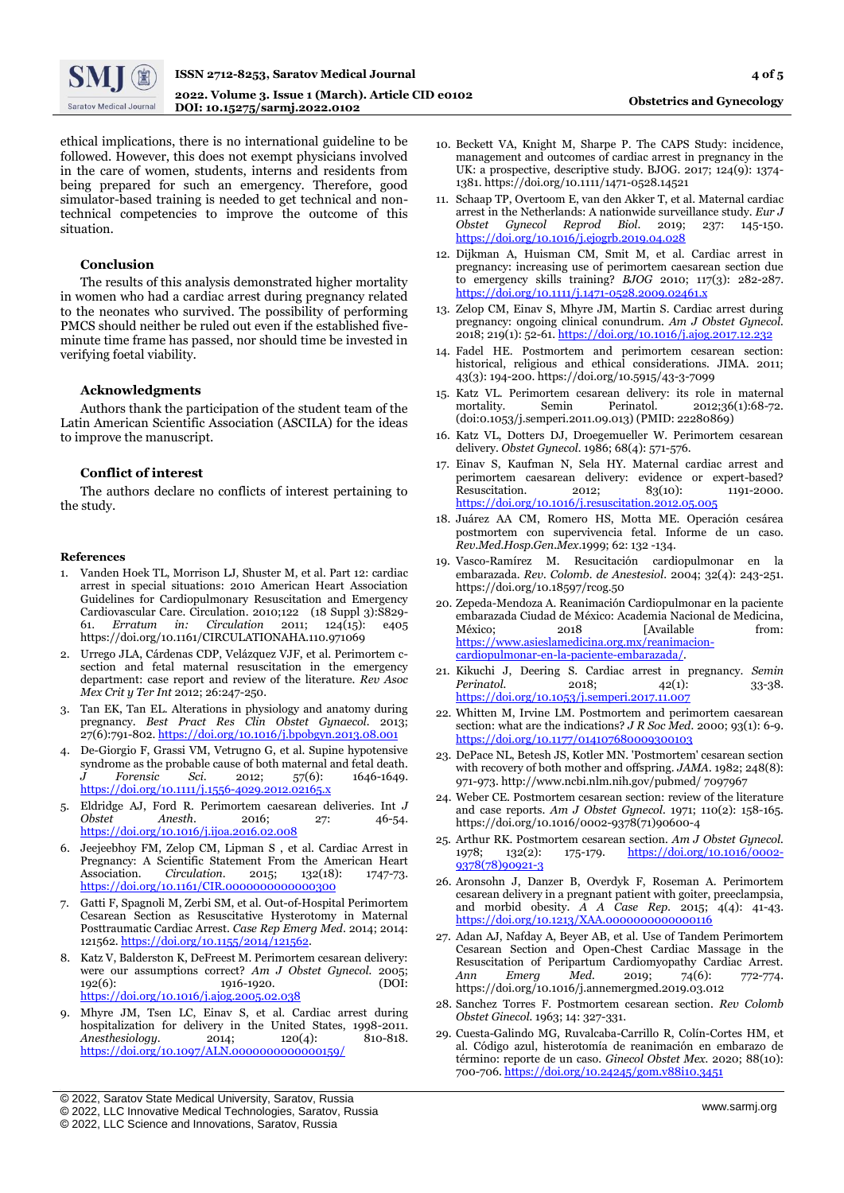ethical implications, there is no international guideline to be followed. However, this does not exempt physicians involved in the care of women, students, interns and residents from being prepared for such an emergency. Therefore, good simulator-based training is needed to get technical and non-technical competencies to improve the outcome of this situation.

## Conclusion

The results of this analysis demonstrated higher mortality in women who had a cardiac arrest during pregnancy related to the neonates who survived. The possibility of performing PMCS should neither be ruled out even if the established five-minute time frame has passed, nor should time be invested in verifying foetal viability.

## Acknowledgments

Authors thank the participation of the student team of the Latin American Scientific Association (ASCILA) for the ideas to improve the manuscript.

## Conflict of interest

The authors declare no conflicts of interest pertaining to the study.

## References

1. Vanden Hoek TL, Morrison LJ, Shuster M, et al. Part 12: cardiac arrest in special situations: 2010 American Heart Association Guidelines for Cardiopulmonary Resuscitation and Emergency Cardiovascular Care. Circulation. 2010;122 (18 Suppl 3):S829-61. *Erratum in: Circulation* 2011; 124(15): e405 https://doi.org/10.1161/CIRCULATIONAHA.110.971069
2. Urrego JLA, Cárdenas CDP, Velázquez VJF, et al. Perimortem c-section and fetal maternal resuscitation in the emergency department: case report and review of the literature. *Rev Asoc Mex Crit y Ter Int* 2012; 26:247-250.
3. Tan EK, Tan EL. Alterations in physiology and anatomy during pregnancy. *Best Pract Res Clin Obstet Gynaecol*. 2013; 27(6):791-802. https://doi.org/10.1016/j.bpobgyn.2013.08.001
4. De-Giorgio F, Grassi VM, Vetrugno G, et al. Supine hypotensive syndrome as the probable cause of both maternal and fetal death. *J Forensic Sci*. 2012; 57(6): 1646-1649. https://doi.org/10.1111/j.1556-4029.2012.02165.x
5. Eldridge AJ, Ford R. Perimortem caesarean deliveries. Int *J Obstet Anesth*. 2016; 27: 46-54. https://doi.org/10.1016/j.ijoa.2016.02.008
6. Jeejeebhoy FM, Zelop CM, Lipman S , et al. Cardiac Arrest in Pregnancy: A Scientific Statement From the American Heart Association. *Circulation*. 2015; 132(18): 1747-73. https://doi.org/10.1161/CIR.0000000000000300
7. Gatti F, Spagnoli M, Zerbi SM, et al. Out-of-Hospital Perimortem Cesarean Section as Resuscitative Hysterotomy in Maternal Posttraumatic Cardiac Arrest. *Case Rep Emerg Med*. 2014; 2014: 121562. https://doi.org/10.1155/2014/121562.
8. Katz V, Balderston K, DeFreest M. Perimortem cesarean delivery: were our assumptions correct? *Am J Obstet Gynecol*. 2005; 192(6): 1916-1920. (DOI: https://doi.org/10.1016/j.ajog.2005.02.038
9. Mhyre JM, Tsen LC, Einav S, et al. Cardiac arrest during hospitalization for delivery in the United States, 1998-2011. *Anesthesiology*. 2014; 120(4): 810-818. https://doi.org/10.1097/ALN.0000000000000159/
10. Beckett VA, Knight M, Sharpe P. The CAPS Study: incidence, management and outcomes of cardiac arrest in pregnancy in the UK: a prospective, descriptive study. BJOG. 2017; 124(9): 1374-1381. https://doi.org/10.1111/1471-0528.14521
11. Schaap TP, Overtoom E, van den Akker T, et al. Maternal cardiac arrest in the Netherlands: A nationwide surveillance study. *Eur J Obstet Gynecol Reprod Biol*. 2019; 237: 145-150. https://doi.org/10.1016/j.ejogrb.2019.04.028
12. Dijkman A, Huisman CM, Smit M, et al. Cardiac arrest in pregnancy: increasing use of perimortem caesarean section due to emergency skills training? *BJOG* 2010; 117(3): 282-287. https://doi.org/10.1111/j.1471-0528.2009.02461.x
13. Zelop CM, Einav S, Mhyre JM, Martin S. Cardiac arrest during pregnancy: ongoing clinical conundrum. *Am J Obstet Gynecol*. 2018; 219(1): 52-61. https://doi.org/10.1016/j.ajog.2017.12.232
14. Fadel HE. Postmortem and perimortem cesarean section: historical, religious and ethical considerations. JIMA. 2011; 43(3): 194-200. https://doi.org/10.5915/43-3-7099
15. Katz VL. Perimortem cesarean delivery: its role in maternal mortality. Semin Perinatol. 2012;36(1):68-72. (doi:0.1053/j.semperi.2011.09.013) (PMID: 22280869)
16. Katz VL, Dotters DJ, Droegemueller W. Perimortem cesarean delivery. *Obstet Gynecol*. 1986; 68(4): 571-576.
17. Einav S, Kaufman N, Sela HY. Maternal cardiac arrest and perimortem caesarean delivery: evidence or expert-based? Resuscitation. 2012; 83(10): 1191-2000. https://doi.org/10.1016/j.resuscitation.2012.05.005
18. Juárez AA CM, Romero HS, Motta ME. Operación cesárea postmortem con supervivencia fetal. Informe de un caso. *Rev.Med.Hosp.Gen.Mex*.1999; 62: 132 -134.
19. Vasco-Ramírez M. Resucitación cardiopulmonar en la embarazada. *Rev. Colomb. de Anestesiol*. 2004; 32(4): 243-251. https://doi.org/10.18597/rcog.50
20. Zepeda-Mendoza A. Reanimación Cardiopulmonar en la paciente embarazada Ciudad de México: Academia Nacional de Medicina, México; 2018 [Available from: https://www.asieslamedicina.org.mx/reanimacion-cardiopulmonar-en-la-paciente-embarazada/.
21. Kikuchi J, Deering S. Cardiac arrest in pregnancy. *Semin Perinatol*. 2018; 42(1): 33-38. https://doi.org/10.1053/j.semperi.2017.11.007
22. Whitten M, Irvine LM. Postmortem and perimortem caesarean section: what are the indications? *J R Soc Med*. 2000; 93(1): 6-9. https://doi.org/10.1177/014107680009300103
23. DePace NL, Betesh JS, Kotler MN. 'Postmortem' cesarean section with recovery of both mother and offspring. *JAMA*. 1982; 248(8): 971-973. http://www.ncbi.nlm.nih.gov/pubmed/ 7097967
24. Weber CE. Postmortem cesarean section: review of the literature and case reports. *Am J Obstet Gynecol*. 1971; 110(2): 158-165. https://doi.org/10.1016/0002-9378(71)90600-4
25. Arthur RK. Postmortem cesarean section. *Am J Obstet Gynecol*. 1978; 132(2): 175-179. https://doi.org/10.1016/0002-9378(78)90921-3
26. Aronsohn J, Danzer B, Overdyk F, Roseman A. Perimortem cesarean delivery in a pregnant patient with goiter, preeclampsia, and morbid obesity. *A A Case Rep*. 2015; 4(4): 41-43. https://doi.org/10.1213/XAA.0000000000000116
27. Adan AJ, Nafday A, Beyer AB, et al. Use of Tandem Perimortem Cesarean Section and Open-Chest Cardiac Massage in the Resuscitation of Peripartum Cardiomyopathy Cardiac Arrest. *Ann Emerg Med*. 2019; 74(6): 772-774. https://doi.org/10.1016/j.annemergmed.2019.03.012
28. Sanchez Torres F. Postmortem cesarean section. *Rev Colomb Obstet Ginecol*. 1963; 14: 327-331.
29. Cuesta-Galindo MG, Ruvalcaba-Carrillo R, Colín-Cortes HM, et al. Código azul, histerotomía de reanimación en embarazo de término: reporte de un caso. *Ginecol Obstet Mex*. 2020; 88(10): 700-706. https://doi.org/10.24245/gom.v88i10.3451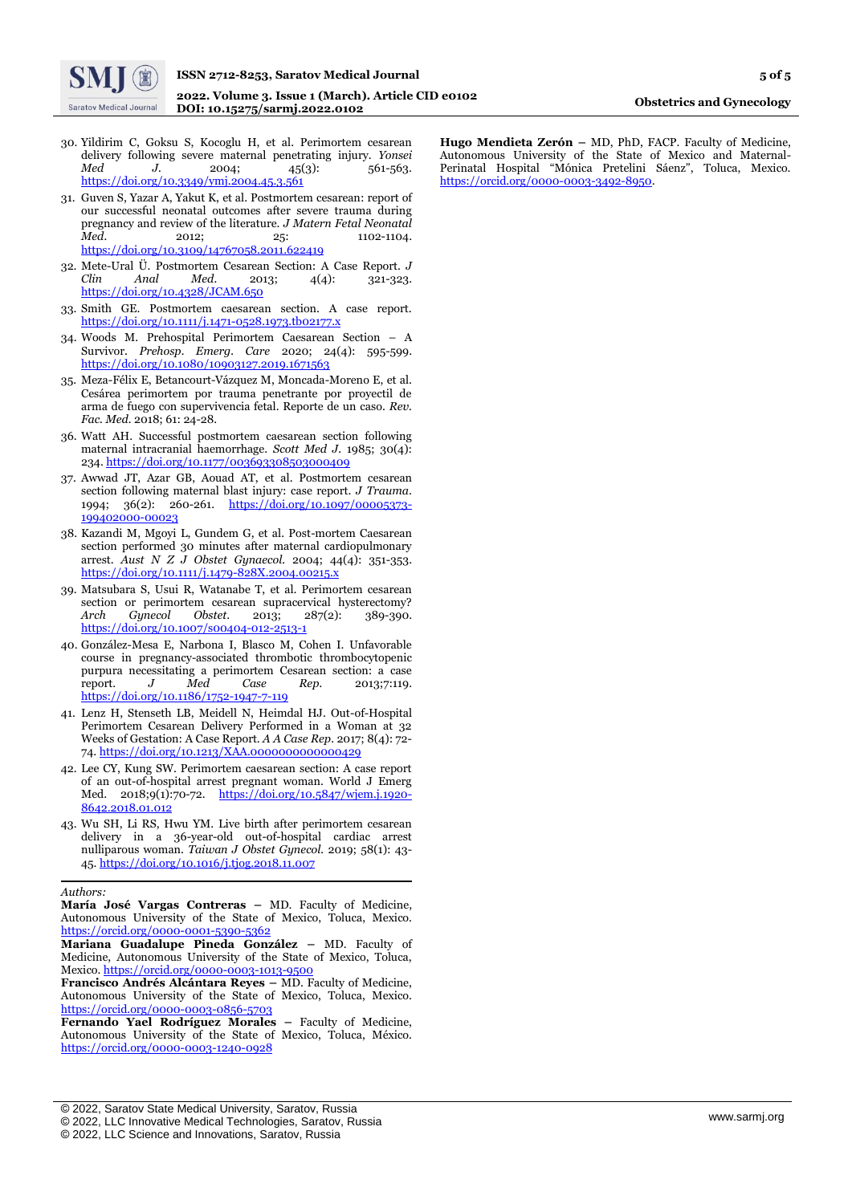30. Yildirim C, Goksu S, Kocoglu H, et al. Perimortem cesarean delivery following severe maternal penetrating injury. *Yonsei Med J.* 2004; 45(3): 561-563. https://doi.org/10.3349/ymj.2004.45.3.561
31. Guven S, Yazar A, Yakut K, et al. Postmortem cesarean: report of our successful neonatal outcomes after severe trauma during pregnancy and review of the literature. *J Matern Fetal Neonatal Med.* 2012; 25: 1102-1104. https://doi.org/10.3109/14767058.2011.622419
32. Mete-Ural Ü. Postmortem Cesarean Section: A Case Report. *J Clin Anal Med.* 2013; 4(4): 321-323. https://doi.org/10.4328/JCAM.650
33. Smith GE. Postmortem caesarean section. A case report. https://doi.org/10.1111/j.1471-0528.1973.tb02177.x
34. Woods M. Prehospital Perimortem Caesarean Section – A Survivor. *Prehosp. Emerg. Care* 2020; 24(4): 595-599. https://doi.org/10.1080/10903127.2019.1671563
35. Meza-Félix E, Betancourt-Vázquez M, Moncada-Moreno E, et al. Cesárea perimortem por trauma penetrante por proyectil de arma de fuego con supervivencia fetal. Reporte de un caso. *Rev. Fac. Med.* 2018; 61: 24-28.
36. Watt AH. Successful postmortem caesarean section following maternal intracranial haemorrhage. *Scott Med J.* 1985; 30(4): 234. https://doi.org/10.1177/003693308503000409
37. Awwad JT, Azar GB, Aouad AT, et al. Postmortem cesarean section following maternal blast injury: case report. *J Trauma.* 1994; 36(2): 260-261. https://doi.org/10.1097/00005373-199402000-00023
38. Kazandi M, Mgoyi L, Gundem G, et al. Post-mortem Caesarean section performed 30 minutes after maternal cardiopulmonary arrest. *Aust N Z J Obstet Gynaecol.* 2004; 44(4): 351-353. https://doi.org/10.1111/j.1479-828X.2004.00215.x
39. Matsubara S, Usui R, Watanabe T, et al. Perimortem cesarean section or perimortem cesarean supracervical hysterectomy? *Arch Gynecol Obstet.* 2013; 287(2): 389-390. https://doi.org/10.1007/s00404-012-2513-1
40. González-Mesa E, Narbona I, Blasco M, Cohen I. Unfavorable course in pregnancy-associated thrombotic thrombocytopenic purpura necessitating a perimortem Cesarean section: a case report. *J Med Case Rep.* 2013;7:119. https://doi.org/10.1186/1752-1947-7-119
41. Lenz H, Stenseth LB, Meidell N, Heimdal HJ. Out-of-Hospital Perimortem Cesarean Delivery Performed in a Woman at 32 Weeks of Gestation: A Case Report. *A A Case Rep.* 2017; 8(4): 72-74. https://doi.org/10.1213/XAA.0000000000000429
42. Lee CY, Kung SW. Perimortem caesarean section: A case report of an out-of-hospital arrest pregnant woman. World J Emerg Med. 2018;9(1):70-72. https://doi.org/10.5847/wjem.j.1920-8642.2018.01.012
43. Wu SH, Li RS, Hwu YM. Live birth after perimortem cesarean delivery in a 36-year-old out-of-hospital cardiac arrest nulliparous woman. *Taiwan J Obstet Gynecol.* 2019; 58(1): 43-45. https://doi.org/10.1016/j.tjog.2018.11.007

*Authors:*

**María José Vargas Contreras** – MD. Faculty of Medicine, Autonomous University of the State of Mexico, Toluca, Mexico. https://orcid.org/0000-0001-5390-5362

**Mariana Guadalupe Pineda González** – MD. Faculty of Medicine, Autonomous University of the State of Mexico, Toluca, Mexico. https://orcid.org/0000-0003-1013-9500

**Francisco Andrés Alcántara Reyes** – MD. Faculty of Medicine, Autonomous University of the State of Mexico, Toluca, Mexico. https://orcid.org/0000-0003-0856-5703

**Fernando Yael Rodríguez Morales** – Faculty of Medicine, Autonomous University of the State of Mexico, Toluca, México. https://orcid.org/0000-0003-1240-0928

**Hugo Mendieta Zerón** – MD, PhD, FACP. Faculty of Medicine, Autonomous University of the State of Mexico and Maternal-Perinatal Hospital "Mónica Pretelini Sáenz", Toluca, Mexico. https://orcid.org/0000-0003-3492-8950.